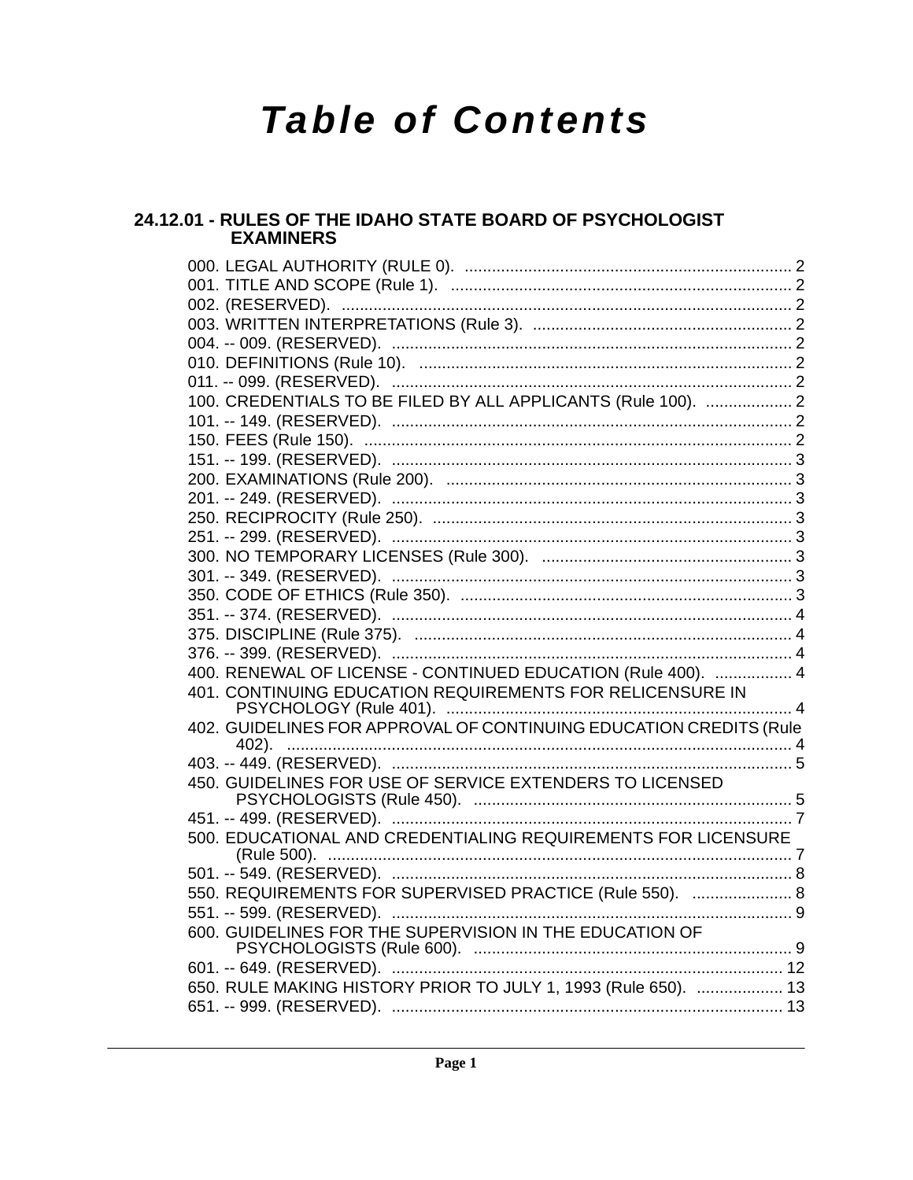# Table of Contents

## 24.12.01 - RULES OF THE IDAHO STATE BOARD OF PSYCHOLOGIST EXAMINERS

000. LEGAL AUTHORITY (RULE 0). ........................................................................ 2
001. TITLE AND SCOPE (Rule 1). ........................................................................ 2
002. (RESERVED). ........................................................................ 2
003. WRITTEN INTERPRETATIONS (Rule 3). ........................................................................ 2
004. -- 009. (RESERVED). ........................................................................ 2
010. DEFINITIONS (Rule 10). ........................................................................ 2
011. -- 099. (RESERVED). ........................................................................ 2
100. CREDENTIALS TO BE FILED BY ALL APPLICANTS (Rule 100). ........................................................................ 2
101. -- 149. (RESERVED). ........................................................................ 2
150. FEES (Rule 150). ........................................................................ 2
151. -- 199. (RESERVED). ........................................................................ 3
200. EXAMINATIONS (Rule 200). ........................................................................ 3
201. -- 249. (RESERVED). ........................................................................ 3
250. RECIPROCITY (Rule 250). ........................................................................ 3
251. -- 299. (RESERVED). ........................................................................ 3
300. NO TEMPORARY LICENSES (Rule 300). ........................................................................ 3
301. -- 349. (RESERVED). ........................................................................ 3
350. CODE OF ETHICS (Rule 350). ........................................................................ 3
351. -- 374. (RESERVED). ........................................................................ 4
375. DISCIPLINE (Rule 375). ........................................................................ 4
376. -- 399. (RESERVED). ........................................................................ 4
400. RENEWAL OF LICENSE - CONTINUED EDUCATION (Rule 400). ........................................................................ 4
401. CONTINUING EDUCATION REQUIREMENTS FOR RELICENSURE IN PSYCHOLOGY (Rule 401). ........................................................................ 4
402. GUIDELINES FOR APPROVAL OF CONTINUING EDUCATION CREDITS (Rule 402). ........................................................................ 4
403. -- 449. (RESERVED). ........................................................................ 5
450. GUIDELINES FOR USE OF SERVICE EXTENDERS TO LICENSED PSYCHOLOGISTS (Rule 450). ........................................................................ 5
451. -- 499. (RESERVED). ........................................................................ 7
500. EDUCATIONAL AND CREDENTIALING REQUIREMENTS FOR LICENSURE (Rule 500). ........................................................................ 7
501. -- 549. (RESERVED). ........................................................................ 8
550. REQUIREMENTS FOR SUPERVISED PRACTICE (Rule 550). ........................................................................ 8
551. -- 599. (RESERVED). ........................................................................ 9
600. GUIDELINES FOR THE SUPERVISION IN THE EDUCATION OF PSYCHOLOGISTS (Rule 600). ........................................................................ 9
601. -- 649. (RESERVED). ........................................................................ 12
650. RULE MAKING HISTORY PRIOR TO JULY 1, 1993 (Rule 650). ........................................................................ 13
651. -- 999. (RESERVED). ........................................................................ 13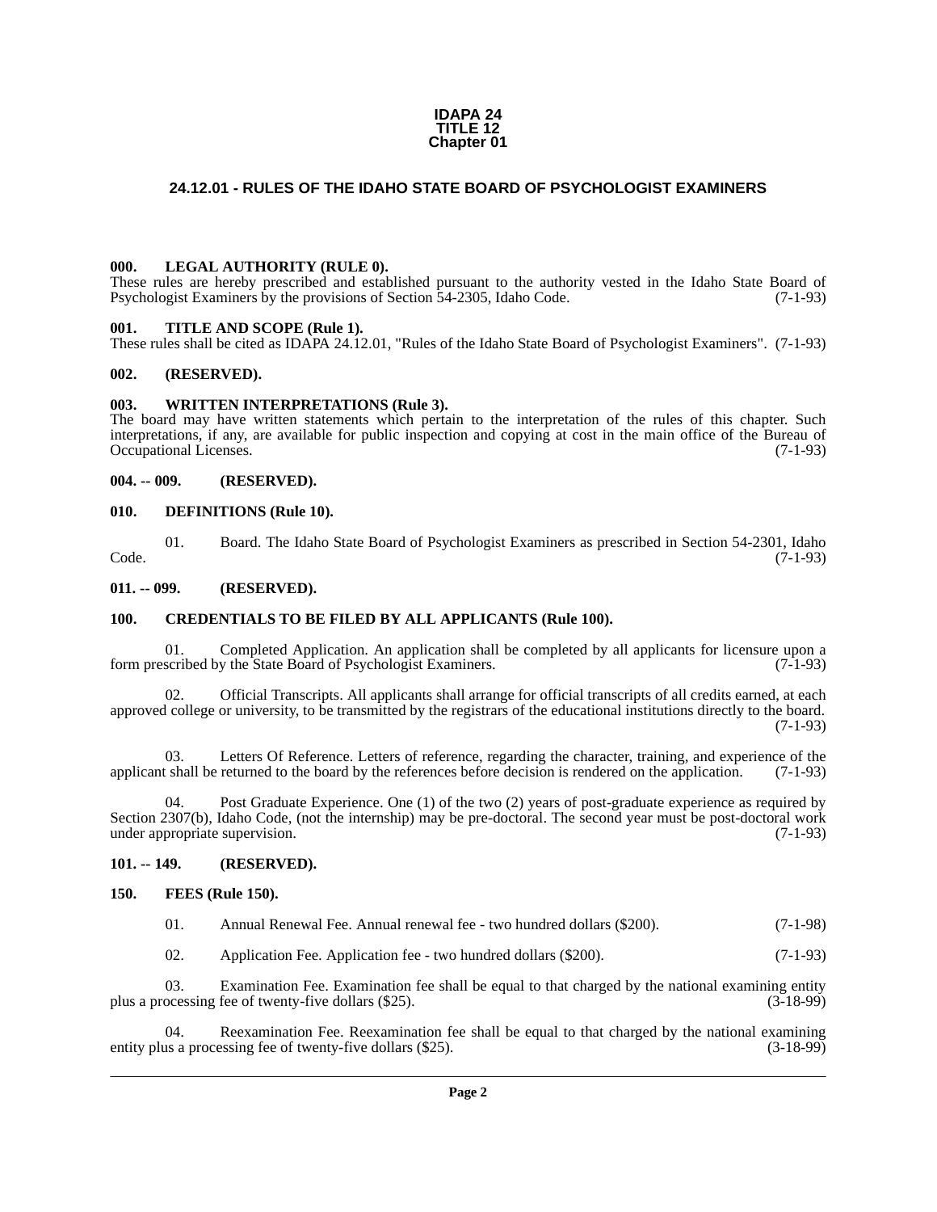**IDAPA 24**
**TITLE 12**
**Chapter 01**

## 24.12.01 - RULES OF THE IDAHO STATE BOARD OF PSYCHOLOGIST EXAMINERS

### 000. LEGAL AUTHORITY (RULE 0).

These rules are hereby prescribed and established pursuant to the authority vested in the Idaho State Board of Psychologist Examiners by the provisions of Section 54-2305, Idaho Code. (7-1-93)

### 001. TITLE AND SCOPE (Rule 1).

These rules shall be cited as IDAPA 24.12.01, "Rules of the Idaho State Board of Psychologist Examiners". (7-1-93)

### 002. (RESERVED).

### 003. WRITTEN INTERPRETATIONS (Rule 3).

The board may have written statements which pertain to the interpretation of the rules of this chapter. Such interpretations, if any, are available for public inspection and copying at cost in the main office of the Bureau of Occupational Licenses. (7-1-93)

### 004. -- 009. (RESERVED).

### 010. DEFINITIONS (Rule 10).

01. Board. The Idaho State Board of Psychologist Examiners as prescribed in Section 54-2301, Idaho Code. (7-1-93)

### 011. -- 099. (RESERVED).

### 100. CREDENTIALS TO BE FILED BY ALL APPLICANTS (Rule 100).

01. Completed Application. An application shall be completed by all applicants for licensure upon a form prescribed by the State Board of Psychologist Examiners. (7-1-93)

02. Official Transcripts. All applicants shall arrange for official transcripts of all credits earned, at each approved college or university, to be transmitted by the registrars of the educational institutions directly to the board. (7-1-93)

03. Letters Of Reference. Letters of reference, regarding the character, training, and experience of the applicant shall be returned to the board by the references before decision is rendered on the application. (7-1-93)

04. Post Graduate Experience. One (1) of the two (2) years of post-graduate experience as required by Section 2307(b), Idaho Code, (not the internship) may be pre-doctoral. The second year must be post-doctoral work under appropriate supervision. (7-1-93)

### 101. -- 149. (RESERVED).

### 150. FEES (Rule 150).

01. Annual Renewal Fee. Annual renewal fee - two hundred dollars ($200). (7-1-98)

02. Application Fee. Application fee - two hundred dollars ($200). (7-1-93)

03. Examination Fee. Examination fee shall be equal to that charged by the national examining entity plus a processing fee of twenty-five dollars ($25). (3-18-99)

04. Reexamination Fee. Reexamination fee shall be equal to that charged by the national examining entity plus a processing fee of twenty-five dollars ($25). (3-18-99)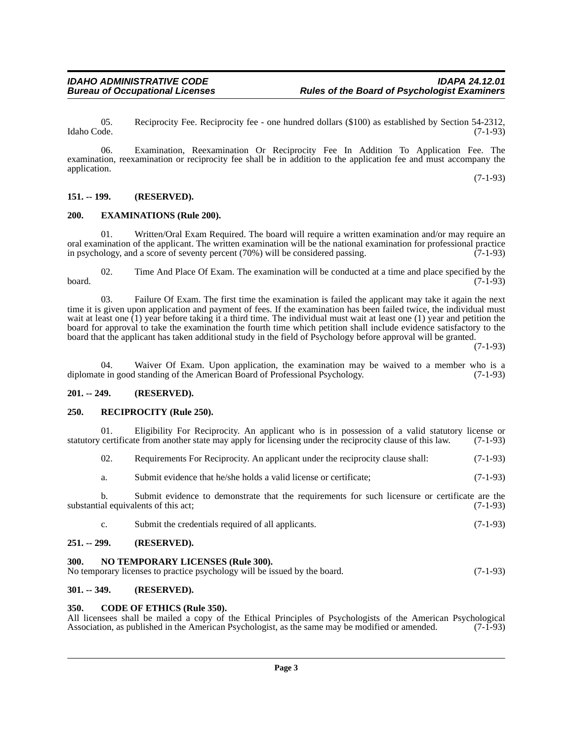05. Reciprocity Fee. Reciprocity fee - one hundred dollars ($100) as established by Section 54-2312, Idaho Code. (7-1-93)

06. Examination, Reexamination Or Reciprocity Fee In Addition To Application Fee. The examination, reexamination or reciprocity fee shall be in addition to the application fee and must accompany the application. (7-1-93)

## 151. -- 199. (RESERVED).

## 200. EXAMINATIONS (Rule 200).

01. Written/Oral Exam Required. The board will require a written examination and/or may require an oral examination of the applicant. The written examination will be the national examination for professional practice in psychology, and a score of seventy percent (70%) will be considered passing. (7-1-93)

02. Time And Place Of Exam. The examination will be conducted at a time and place specified by the board. (7-1-93)

03. Failure Of Exam. The first time the examination is failed the applicant may take it again the next time it is given upon application and payment of fees. If the examination has been failed twice, the individual must wait at least one (1) year before taking it a third time. The individual must wait at least one (1) year and petition the board for approval to take the examination the fourth time which petition shall include evidence satisfactory to the board that the applicant has taken additional study in the field of Psychology before approval will be granted. (7-1-93)

04. Waiver Of Exam. Upon application, the examination may be waived to a member who is a diplomate in good standing of the American Board of Professional Psychology. (7-1-93)

## 201. -- 249. (RESERVED).

## 250. RECIPROCITY (Rule 250).

01. Eligibility For Reciprocity. An applicant who is in possession of a valid statutory license or statutory certificate from another state may apply for licensing under the reciprocity clause of this law. (7-1-93)

02. Requirements For Reciprocity. An applicant under the reciprocity clause shall: (7-1-93)

a. Submit evidence that he/she holds a valid license or certificate; (7-1-93)

b. Submit evidence to demonstrate that the requirements for such licensure or certificate are the substantial equivalents of this act; (7-1-93)

c. Submit the credentials required of all applicants. (7-1-93)

## 251. -- 299. (RESERVED).

## 300. NO TEMPORARY LICENSES (Rule 300).

No temporary licenses to practice psychology will be issued by the board. (7-1-93)

## 301. -- 349. (RESERVED).

## 350. CODE OF ETHICS (Rule 350).

All licensees shall be mailed a copy of the Ethical Principles of Psychologists of the American Psychological Association, as published in the American Psychologist, as the same may be modified or amended. (7-1-93)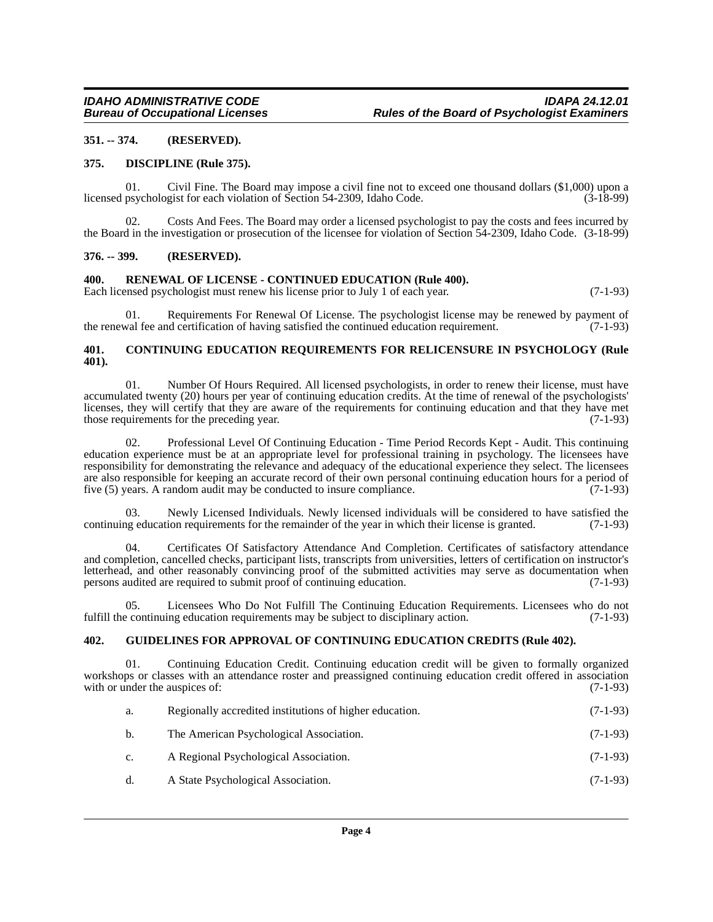**351. -- 374. (RESERVED).**

**375. DISCIPLINE (Rule 375).**

01. Civil Fine. The Board may impose a civil fine not to exceed one thousand dollars ($1,000) upon a licensed psychologist for each violation of Section 54-2309, Idaho Code. (3-18-99)

02. Costs And Fees. The Board may order a licensed psychologist to pay the costs and fees incurred by the Board in the investigation or prosecution of the licensee for violation of Section 54-2309, Idaho Code. (3-18-99)

**376. -- 399. (RESERVED).**

**400. RENEWAL OF LICENSE - CONTINUED EDUCATION (Rule 400).**

Each licensed psychologist must renew his license prior to July 1 of each year. (7-1-93)

01. Requirements For Renewal Of License. The psychologist license may be renewed by payment of the renewal fee and certification of having satisfied the continued education requirement. (7-1-93)

**401. CONTINUING EDUCATION REQUIREMENTS FOR RELICENSURE IN PSYCHOLOGY (Rule 401).**

01. Number Of Hours Required. All licensed psychologists, in order to renew their license, must have accumulated twenty (20) hours per year of continuing education credits. At the time of renewal of the psychologists' licenses, they will certify that they are aware of the requirements for continuing education and that they have met those requirements for the preceding year. (7-1-93)

02. Professional Level Of Continuing Education - Time Period Records Kept - Audit. This continuing education experience must be at an appropriate level for professional training in psychology. The licensees have responsibility for demonstrating the relevance and adequacy of the educational experience they select. The licensees are also responsible for keeping an accurate record of their own personal continuing education hours for a period of five (5) years. A random audit may be conducted to insure compliance. (7-1-93)

03. Newly Licensed Individuals. Newly licensed individuals will be considered to have satisfied the continuing education requirements for the remainder of the year in which their license is granted. (7-1-93)

04. Certificates Of Satisfactory Attendance And Completion. Certificates of satisfactory attendance and completion, cancelled checks, participant lists, transcripts from universities, letters of certification on instructor's letterhead, and other reasonably convincing proof of the submitted activities may serve as documentation when persons audited are required to submit proof of continuing education. (7-1-93)

05. Licensees Who Do Not Fulfill The Continuing Education Requirements. Licensees who do not fulfill the continuing education requirements may be subject to disciplinary action. (7-1-93)

**402. GUIDELINES FOR APPROVAL OF CONTINUING EDUCATION CREDITS (Rule 402).**

01. Continuing Education Credit. Continuing education credit will be given to formally organized workshops or classes with an attendance roster and preassigned continuing education credit offered in association with or under the auspices of: (7-1-93)

a. Regionally accredited institutions of higher education. (7-1-93)

b. The American Psychological Association. (7-1-93)

c. A Regional Psychological Association. (7-1-93)

d. A State Psychological Association. (7-1-93)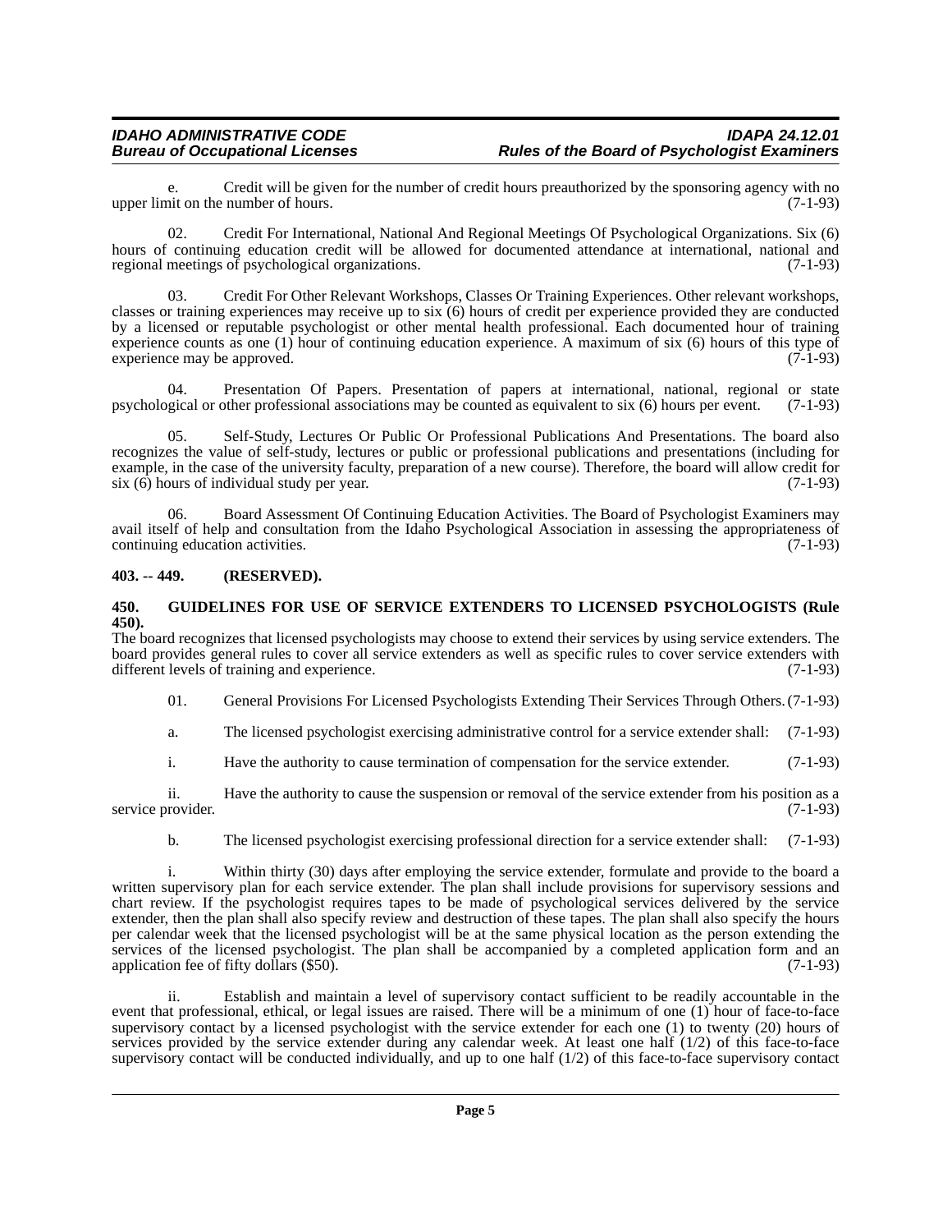e. Credit will be given for the number of credit hours preauthorized by the sponsoring agency with no upper limit on the number of hours. (7-1-93)

02. Credit For International, National And Regional Meetings Of Psychological Organizations. Six (6) hours of continuing education credit will be allowed for documented attendance at international, national and regional meetings of psychological organizations. (7-1-93)

03. Credit For Other Relevant Workshops, Classes Or Training Experiences. Other relevant workshops, classes or training experiences may receive up to six (6) hours of credit per experience provided they are conducted by a licensed or reputable psychologist or other mental health professional. Each documented hour of training experience counts as one (1) hour of continuing education experience. A maximum of six (6) hours of this type of experience may be approved. (7-1-93)

04. Presentation Of Papers. Presentation of papers at international, national, regional or state psychological or other professional associations may be counted as equivalent to six (6) hours per event. (7-1-93)

05. Self-Study, Lectures Or Public Or Professional Publications And Presentations. The board also recognizes the value of self-study, lectures or public or professional publications and presentations (including for example, in the case of the university faculty, preparation of a new course). Therefore, the board will allow credit for six (6) hours of individual study per year. (7-1-93)

06. Board Assessment Of Continuing Education Activities. The Board of Psychologist Examiners may avail itself of help and consultation from the Idaho Psychological Association in assessing the appropriateness of continuing education activities. (7-1-93)

## 403. -- 449. (RESERVED).

## 450. GUIDELINES FOR USE OF SERVICE EXTENDERS TO LICENSED PSYCHOLOGISTS (Rule 450).

The board recognizes that licensed psychologists may choose to extend their services by using service extenders. The board provides general rules to cover all service extenders as well as specific rules to cover service extenders with different levels of training and experience. (7-1-93)

01. General Provisions For Licensed Psychologists Extending Their Services Through Others. (7-1-93)

a. The licensed psychologist exercising administrative control for a service extender shall: (7-1-93)

i. Have the authority to cause termination of compensation for the service extender. (7-1-93)

ii. Have the authority to cause the suspension or removal of the service extender from his position as a service provider. (7-1-93)

b. The licensed psychologist exercising professional direction for a service extender shall: (7-1-93)

i. Within thirty (30) days after employing the service extender, formulate and provide to the board a written supervisory plan for each service extender. The plan shall include provisions for supervisory sessions and chart review. If the psychologist requires tapes to be made of psychological services delivered by the service extender, then the plan shall also specify review and destruction of these tapes. The plan shall also specify the hours per calendar week that the licensed psychologist will be at the same physical location as the person extending the services of the licensed psychologist. The plan shall be accompanied by a completed application form and an application fee of fifty dollars ($50). (7-1-93)

ii. Establish and maintain a level of supervisory contact sufficient to be readily accountable in the event that professional, ethical, or legal issues are raised. There will be a minimum of one (1) hour of face-to-face supervisory contact by a licensed psychologist with the service extender for each one (1) to twenty (20) hours of services provided by the service extender during any calendar week. At least one half (1/2) of this face-to-face supervisory contact will be conducted individually, and up to one half (1/2) of this face-to-face supervisory contact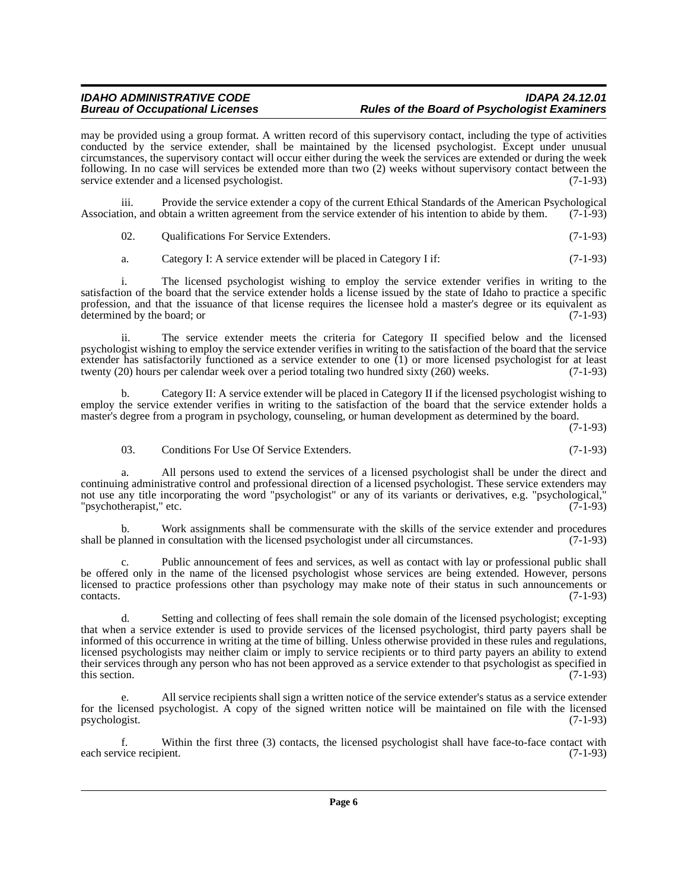may be provided using a group format. A written record of this supervisory contact, including the type of activities conducted by the service extender, shall be maintained by the licensed psychologist. Except under unusual circumstances, the supervisory contact will occur either during the week the services are extended or during the week following. In no case will services be extended more than two (2) weeks without supervisory contact between the service extender and a licensed psychologist. (7-1-93)

iii. Provide the service extender a copy of the current Ethical Standards of the American Psychological Association, and obtain a written agreement from the service extender of his intention to abide by them. (7-1-93)

02. Qualifications For Service Extenders. (7-1-93)

a. Category I: A service extender will be placed in Category I if: (7-1-93)

i. The licensed psychologist wishing to employ the service extender verifies in writing to the satisfaction of the board that the service extender holds a license issued by the state of Idaho to practice a specific profession, and that the issuance of that license requires the licensee hold a master's degree or its equivalent as determined by the board; or (7-1-93)

ii. The service extender meets the criteria for Category II specified below and the licensed psychologist wishing to employ the service extender verifies in writing to the satisfaction of the board that the service extender has satisfactorily functioned as a service extender to one (1) or more licensed psychologist for at least twenty (20) hours per calendar week over a period totaling two hundred sixty (260) weeks. (7-1-93)

b. Category II: A service extender will be placed in Category II if the licensed psychologist wishing to employ the service extender verifies in writing to the satisfaction of the board that the service extender holds a master's degree from a program in psychology, counseling, or human development as determined by the board. (7-1-93)

03. Conditions For Use Of Service Extenders. (7-1-93)

a. All persons used to extend the services of a licensed psychologist shall be under the direct and continuing administrative control and professional direction of a licensed psychologist. These service extenders may not use any title incorporating the word "psychologist" or any of its variants or derivatives, e.g. "psychological," "psychotherapist," etc. (7-1-93)

b. Work assignments shall be commensurate with the skills of the service extender and procedures shall be planned in consultation with the licensed psychologist under all circumstances. (7-1-93)

c. Public announcement of fees and services, as well as contact with lay or professional public shall be offered only in the name of the licensed psychologist whose services are being extended. However, persons licensed to practice professions other than psychology may make note of their status in such announcements or contacts. (7-1-93)

d. Setting and collecting of fees shall remain the sole domain of the licensed psychologist; excepting that when a service extender is used to provide services of the licensed psychologist, third party payers shall be informed of this occurrence in writing at the time of billing. Unless otherwise provided in these rules and regulations, licensed psychologists may neither claim or imply to service recipients or to third party payers an ability to extend their services through any person who has not been approved as a service extender to that psychologist as specified in this section. (7-1-93)

e. All service recipients shall sign a written notice of the service extender's status as a service extender for the licensed psychologist. A copy of the signed written notice will be maintained on file with the licensed psychologist. (7-1-93)

f. Within the first three (3) contacts, the licensed psychologist shall have face-to-face contact with each service recipient. (7-1-93)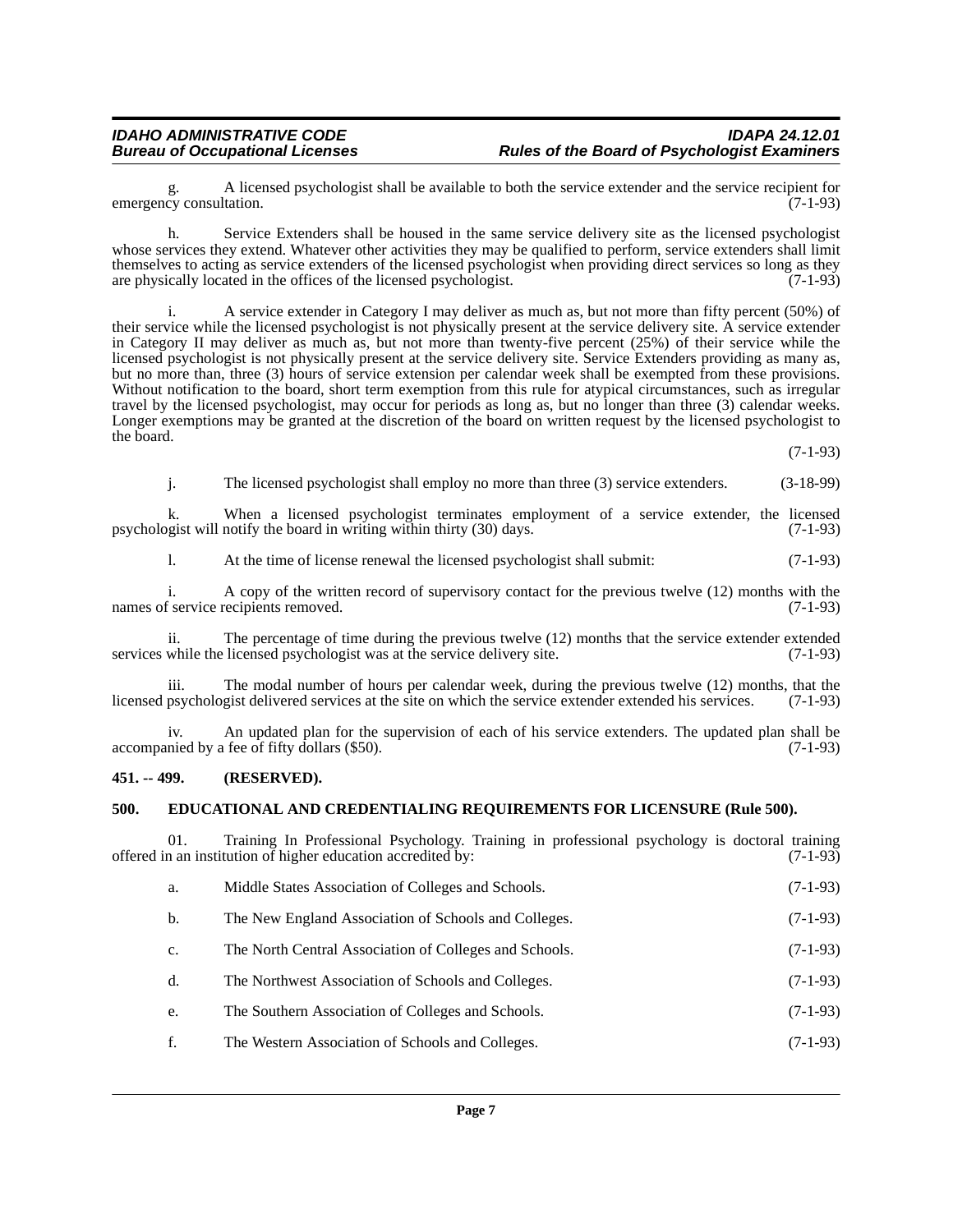g. A licensed psychologist shall be available to both the service extender and the service recipient for emergency consultation. (7-1-93)

h. Service Extenders shall be housed in the same service delivery site as the licensed psychologist whose services they extend. Whatever other activities they may be qualified to perform, service extenders shall limit themselves to acting as service extenders of the licensed psychologist when providing direct services so long as they are physically located in the offices of the licensed psychologist. (7-1-93)

i. A service extender in Category I may deliver as much as, but not more than fifty percent (50%) of their service while the licensed psychologist is not physically present at the service delivery site. A service extender in Category II may deliver as much as, but not more than twenty-five percent (25%) of their service while the licensed psychologist is not physically present at the service delivery site. Service Extenders providing as many as, but no more than, three (3) hours of service extension per calendar week shall be exempted from these provisions. Without notification to the board, short term exemption from this rule for atypical circumstances, such as irregular travel by the licensed psychologist, may occur for periods as long as, but no longer than three (3) calendar weeks. Longer exemptions may be granted at the discretion of the board on written request by the licensed psychologist to the board. (7-1-93)

j. The licensed psychologist shall employ no more than three (3) service extenders. (3-18-99)

k. When a licensed psychologist terminates employment of a service extender, the licensed psychologist will notify the board in writing within thirty (30) days. (7-1-93)

l. At the time of license renewal the licensed psychologist shall submit: (7-1-93)

i. A copy of the written record of supervisory contact for the previous twelve (12) months with the names of service recipients removed. (7-1-93)

ii. The percentage of time during the previous twelve (12) months that the service extender extended services while the licensed psychologist was at the service delivery site. (7-1-93)

iii. The modal number of hours per calendar week, during the previous twelve (12) months, that the licensed psychologist delivered services at the site on which the service extender extended his services. (7-1-93)

iv. An updated plan for the supervision of each of his service extenders. The updated plan shall be accompanied by a fee of fifty dollars ($50). (7-1-93)

### 451. -- 499. (RESERVED).

### 500. EDUCATIONAL AND CREDENTIALING REQUIREMENTS FOR LICENSURE (Rule 500).

01. Training In Professional Psychology. Training in professional psychology is doctoral training offered in an institution of higher education accredited by: (7-1-93)

a. Middle States Association of Colleges and Schools. (7-1-93)

b. The New England Association of Schools and Colleges. (7-1-93)

c. The North Central Association of Colleges and Schools. (7-1-93)

d. The Northwest Association of Schools and Colleges. (7-1-93)

e. The Southern Association of Colleges and Schools. (7-1-93)

f. The Western Association of Schools and Colleges. (7-1-93)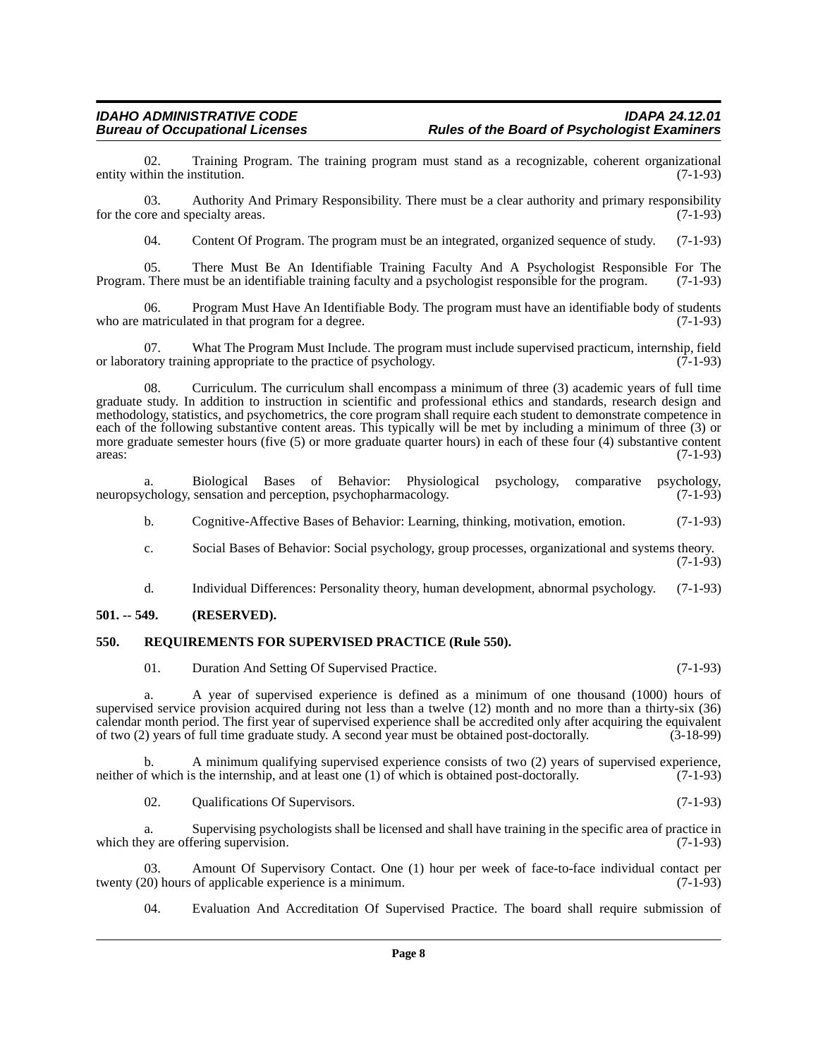02. Training Program. The training program must stand as a recognizable, coherent organizational entity within the institution. (7-1-93)

03. Authority And Primary Responsibility. There must be a clear authority and primary responsibility for the core and specialty areas. (7-1-93)

04. Content Of Program. The program must be an integrated, organized sequence of study. (7-1-93)

05. There Must Be An Identifiable Training Faculty And A Psychologist Responsible For The Program. There must be an identifiable training faculty and a psychologist responsible for the program. (7-1-93)

06. Program Must Have An Identifiable Body. The program must have an identifiable body of students who are matriculated in that program for a degree. (7-1-93)

07. What The Program Must Include. The program must include supervised practicum, internship, field or laboratory training appropriate to the practice of psychology. (7-1-93)

08. Curriculum. The curriculum shall encompass a minimum of three (3) academic years of full time graduate study. In addition to instruction in scientific and professional ethics and standards, research design and methodology, statistics, and psychometrics, the core program shall require each student to demonstrate competence in each of the following substantive content areas. This typically will be met by including a minimum of three (3) or more graduate semester hours (five (5) or more graduate quarter hours) in each of these four (4) substantive content areas: (7-1-93)

a. Biological Bases of Behavior: Physiological psychology, comparative psychology, neuropsychology, sensation and perception, psychopharmacology. (7-1-93)

b. Cognitive-Affective Bases of Behavior: Learning, thinking, motivation, emotion. (7-1-93)

c. Social Bases of Behavior: Social psychology, group processes, organizational and systems theory. (7-1-93)

d. Individual Differences: Personality theory, human development, abnormal psychology. (7-1-93)

## 501. -- 549. (RESERVED).

## 550. REQUIREMENTS FOR SUPERVISED PRACTICE (Rule 550).

01. Duration And Setting Of Supervised Practice. (7-1-93)

a. A year of supervised experience is defined as a minimum of one thousand (1000) hours of supervised service provision acquired during not less than a twelve (12) month and no more than a thirty-six (36) calendar month period. The first year of supervised experience shall be accredited only after acquiring the equivalent of two (2) years of full time graduate study. A second year must be obtained post-doctorally. (3-18-99)

b. A minimum qualifying supervised experience consists of two (2) years of supervised experience, neither of which is the internship, and at least one (1) of which is obtained post-doctorally. (7-1-93)

02. Qualifications Of Supervisors. (7-1-93)

a. Supervising psychologists shall be licensed and shall have training in the specific area of practice in which they are offering supervision. (7-1-93)

03. Amount Of Supervisory Contact. One (1) hour per week of face-to-face individual contact per twenty (20) hours of applicable experience is a minimum. (7-1-93)

04. Evaluation And Accreditation Of Supervised Practice. The board shall require submission of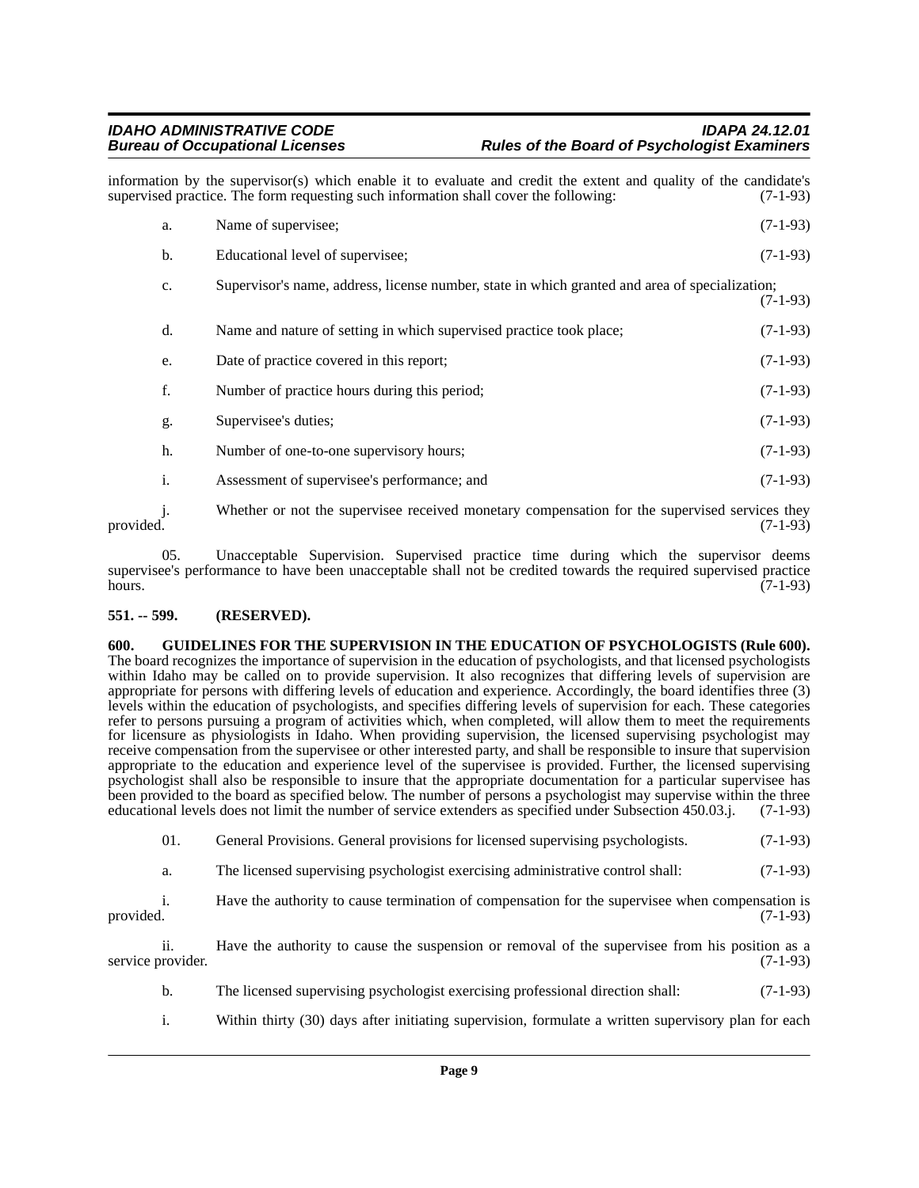information by the supervisor(s) which enable it to evaluate and credit the extent and quality of the candidate's supervised practice. The form requesting such information shall cover the following: (7-1-93)

a. Name of supervisee; (7-1-93)

b. Educational level of supervisee; (7-1-93)

c. Supervisor's name, address, license number, state in which granted and area of specialization; (7-1-93)

d. Name and nature of setting in which supervised practice took place; (7-1-93)

e. Date of practice covered in this report; (7-1-93)

f. Number of practice hours during this period; (7-1-93)

g. Supervisee's duties; (7-1-93)

h. Number of one-to-one supervisory hours; (7-1-93)

i. Assessment of supervisee's performance; and (7-1-93)

j. Whether or not the supervisee received monetary compensation for the supervised services they provided. (7-1-93)

05. Unacceptable Supervision. Supervised practice time during which the supervisor deems supervisee's performance to have been unacceptable shall not be credited towards the required supervised practice hours. (7-1-93)

**551. -- 599. (RESERVED).**

**600. GUIDELINES FOR THE SUPERVISION IN THE EDUCATION OF PSYCHOLOGISTS (Rule 600).**
The board recognizes the importance of supervision in the education of psychologists, and that licensed psychologists within Idaho may be called on to provide supervision. It also recognizes that differing levels of supervision are appropriate for persons with differing levels of education and experience. Accordingly, the board identifies three (3) levels within the education of psychologists, and specifies differing levels of supervision for each. These categories refer to persons pursuing a program of activities which, when completed, will allow them to meet the requirements for licensure as physiologists in Idaho. When providing supervision, the licensed supervising psychologist may receive compensation from the supervisee or other interested party, and shall be responsible to insure that supervision appropriate to the education and experience level of the supervisee is provided. Further, the licensed supervising psychologist shall also be responsible to insure that the appropriate documentation for a particular supervisee has been provided to the board as specified below. The number of persons a psychologist may supervise within the three educational levels does not limit the number of service extenders as specified under Subsection 450.03.j. (7-1-93)

01. General Provisions. General provisions for licensed supervising psychologists. (7-1-93)

a. The licensed supervising psychologist exercising administrative control shall: (7-1-93)

i. Have the authority to cause termination of compensation for the supervisee when compensation is provided. (7-1-93)

ii. Have the authority to cause the suspension or removal of the supervisee from his position as a service provider. (7-1-93)

b. The licensed supervising psychologist exercising professional direction shall: (7-1-93)

i. Within thirty (30) days after initiating supervision, formulate a written supervisory plan for each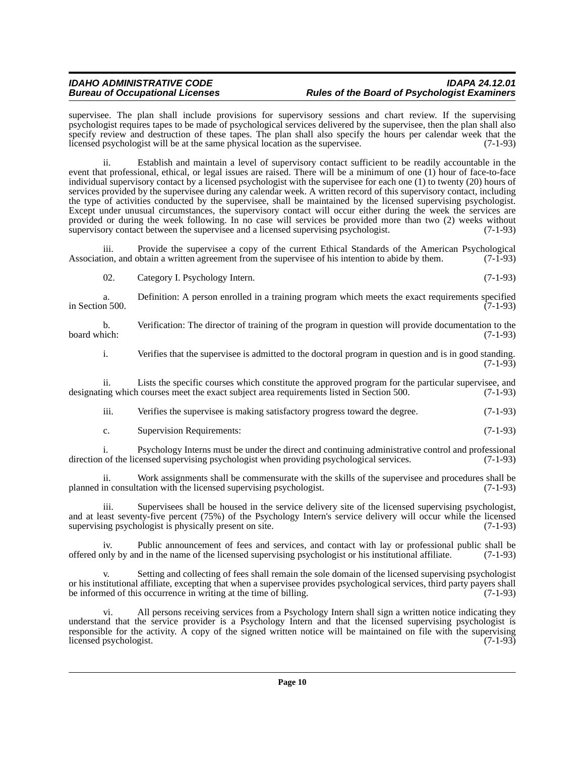supervisee. The plan shall include provisions for supervisory sessions and chart review. If the supervising psychologist requires tapes to be made of psychological services delivered by the supervisee, then the plan shall also specify review and destruction of these tapes. The plan shall also specify the hours per calendar week that the licensed psychologist will be at the same physical location as the supervisee. (7-1-93)

ii. Establish and maintain a level of supervisory contact sufficient to be readily accountable in the event that professional, ethical, or legal issues are raised. There will be a minimum of one (1) hour of face-to-face individual supervisory contact by a licensed psychologist with the supervisee for each one (1) to twenty (20) hours of services provided by the supervisee during any calendar week. A written record of this supervisory contact, including the type of activities conducted by the supervisee, shall be maintained by the licensed supervising psychologist. Except under unusual circumstances, the supervisory contact will occur either during the week the services are provided or during the week following. In no case will services be provided more than two (2) weeks without supervisory contact between the supervisee and a licensed supervising psychologist. (7-1-93)

iii. Provide the supervisee a copy of the current Ethical Standards of the American Psychological Association, and obtain a written agreement from the supervisee of his intention to abide by them. (7-1-93)

02. Category I. Psychology Intern. (7-1-93)

a. Definition: A person enrolled in a training program which meets the exact requirements specified in Section 500. (7-1-93)

b. Verification: The director of training of the program in question will provide documentation to the board which: (7-1-93)

i. Verifies that the supervisee is admitted to the doctoral program in question and is in good standing. (7-1-93)

ii. Lists the specific courses which constitute the approved program for the particular supervisee, and designating which courses meet the exact subject area requirements listed in Section 500. (7-1-93)

iii. Verifies the supervisee is making satisfactory progress toward the degree. (7-1-93)

c. Supervision Requirements: (7-1-93)

i. Psychology Interns must be under the direct and continuing administrative control and professional direction of the licensed supervising psychologist when providing psychological services. (7-1-93)

ii. Work assignments shall be commensurate with the skills of the supervisee and procedures shall be planned in consultation with the licensed supervising psychologist. (7-1-93)

iii. Supervisees shall be housed in the service delivery site of the licensed supervising psychologist, and at least seventy-five percent (75%) of the Psychology Intern's service delivery will occur while the licensed supervising psychologist is physically present on site. (7-1-93)

iv. Public announcement of fees and services, and contact with lay or professional public shall be offered only by and in the name of the licensed supervising psychologist or his institutional affiliate. (7-1-93)

v. Setting and collecting of fees shall remain the sole domain of the licensed supervising psychologist or his institutional affiliate, excepting that when a supervisee provides psychological services, third party payers shall be informed of this occurrence in writing at the time of billing. (7-1-93)

vi. All persons receiving services from a Psychology Intern shall sign a written notice indicating they understand that the service provider is a Psychology Intern and that the licensed supervising psychologist is responsible for the activity. A copy of the signed written notice will be maintained on file with the supervising licensed psychologist. (7-1-93)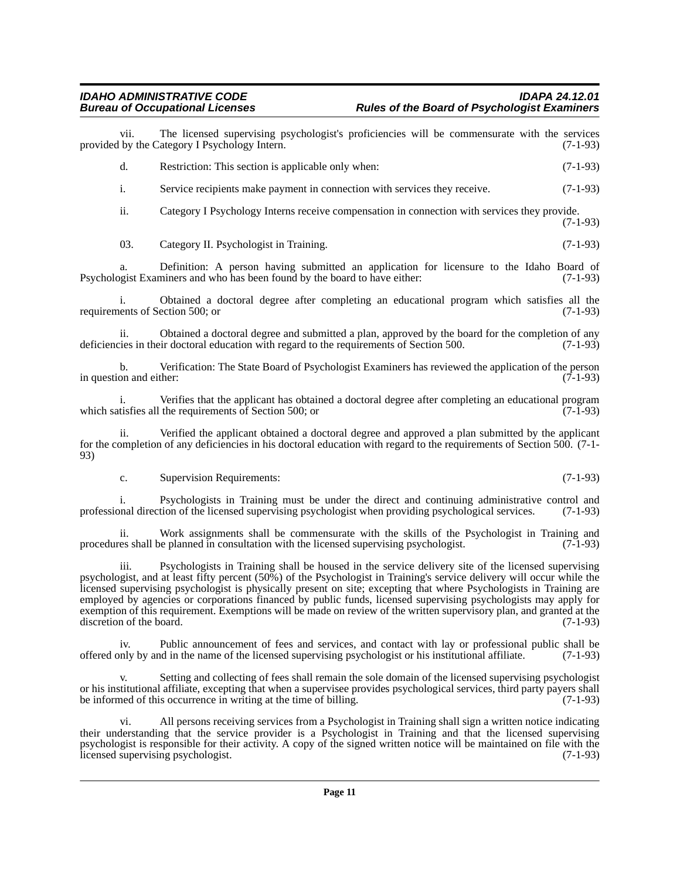vii. The licensed supervising psychologist's proficiencies will be commensurate with the services provided by the Category I Psychology Intern. (7-1-93)

d. Restriction: This section is applicable only when: (7-1-93)

i. Service recipients make payment in connection with services they receive. (7-1-93)

ii. Category I Psychology Interns receive compensation in connection with services they provide. (7-1-93)

03. Category II. Psychologist in Training. (7-1-93)

a. Definition: A person having submitted an application for licensure to the Idaho Board of Psychologist Examiners and who has been found by the board to have either: (7-1-93)

i. Obtained a doctoral degree after completing an educational program which satisfies all the requirements of Section 500; or (7-1-93)

ii. Obtained a doctoral degree and submitted a plan, approved by the board for the completion of any deficiencies in their doctoral education with regard to the requirements of Section 500. (7-1-93)

b. Verification: The State Board of Psychologist Examiners has reviewed the application of the person in question and either: (7-1-93)

i. Verifies that the applicant has obtained a doctoral degree after completing an educational program which satisfies all the requirements of Section 500; or (7-1-93)

ii. Verified the applicant obtained a doctoral degree and approved a plan submitted by the applicant for the completion of any deficiencies in his doctoral education with regard to the requirements of Section 500. (7-1-93)

c. Supervision Requirements: (7-1-93)

i. Psychologists in Training must be under the direct and continuing administrative control and professional direction of the licensed supervising psychologist when providing psychological services. (7-1-93)

ii. Work assignments shall be commensurate with the skills of the Psychologist in Training and procedures shall be planned in consultation with the licensed supervising psychologist. (7-1-93)

iii. Psychologists in Training shall be housed in the service delivery site of the licensed supervising psychologist, and at least fifty percent (50%) of the Psychologist in Training's service delivery will occur while the licensed supervising psychologist is physically present on site; excepting that where Psychologists in Training are employed by agencies or corporations financed by public funds, licensed supervising psychologists may apply for exemption of this requirement. Exemptions will be made on review of the written supervisory plan, and granted at the discretion of the board. (7-1-93)

iv. Public announcement of fees and services, and contact with lay or professional public shall be offered only by and in the name of the licensed supervising psychologist or his institutional affiliate. (7-1-93)

v. Setting and collecting of fees shall remain the sole domain of the licensed supervising psychologist or his institutional affiliate, excepting that when a supervisee provides psychological services, third party payers shall be informed of this occurrence in writing at the time of billing. (7-1-93)

vi. All persons receiving services from a Psychologist in Training shall sign a written notice indicating their understanding that the service provider is a Psychologist in Training and that the licensed supervising psychologist is responsible for their activity. A copy of the signed written notice will be maintained on file with the licensed supervising psychologist. (7-1-93)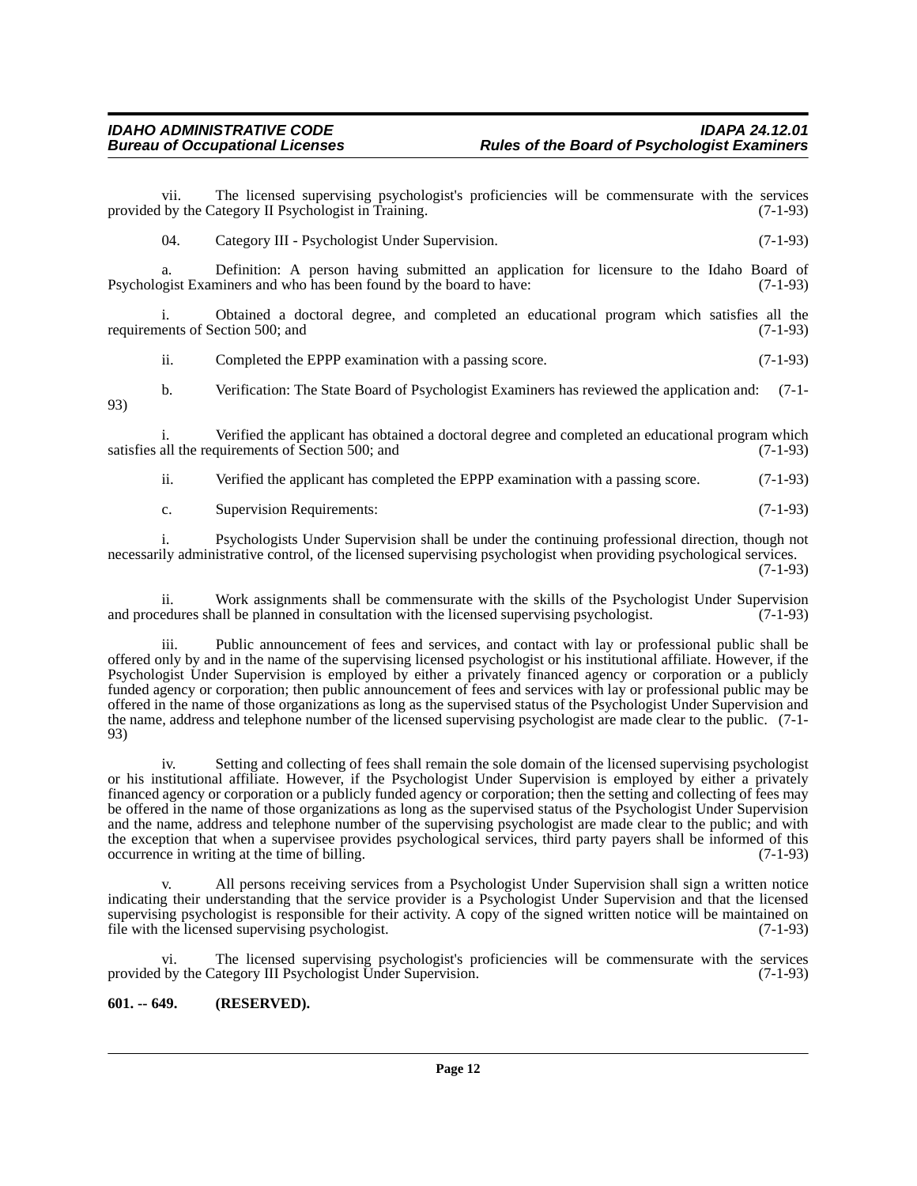vii. The licensed supervising psychologist's proficiencies will be commensurate with the services provided by the Category II Psychologist in Training. (7-1-93)

04. Category III - Psychologist Under Supervision. (7-1-93)

a. Definition: A person having submitted an application for licensure to the Idaho Board of Psychologist Examiners and who has been found by the board to have: (7-1-93)

i. Obtained a doctoral degree, and completed an educational program which satisfies all the requirements of Section 500; and (7-1-93)

ii. Completed the EPPP examination with a passing score. (7-1-93)

b. Verification: The State Board of Psychologist Examiners has reviewed the application and: (7-1-93)

i. Verified the applicant has obtained a doctoral degree and completed an educational program which satisfies all the requirements of Section 500; and (7-1-93)

ii. Verified the applicant has completed the EPPP examination with a passing score. (7-1-93)

c. Supervision Requirements: (7-1-93)

i. Psychologists Under Supervision shall be under the continuing professional direction, though not necessarily administrative control, of the licensed supervising psychologist when providing psychological services. (7-1-93)

ii. Work assignments shall be commensurate with the skills of the Psychologist Under Supervision and procedures shall be planned in consultation with the licensed supervising psychologist. (7-1-93)

iii. Public announcement of fees and services, and contact with lay or professional public shall be offered only by and in the name of the supervising licensed psychologist or his institutional affiliate. However, if the Psychologist Under Supervision is employed by either a privately financed agency or corporation or a publicly funded agency or corporation; then public announcement of fees and services with lay or professional public may be offered in the name of those organizations as long as the supervised status of the Psychologist Under Supervision and the name, address and telephone number of the licensed supervising psychologist are made clear to the public. (7-1-93)

iv. Setting and collecting of fees shall remain the sole domain of the licensed supervising psychologist or his institutional affiliate. However, if the Psychologist Under Supervision is employed by either a privately financed agency or corporation or a publicly funded agency or corporation; then the setting and collecting of fees may be offered in the name of those organizations as long as the supervised status of the Psychologist Under Supervision and the name, address and telephone number of the supervising psychologist are made clear to the public; and with the exception that when a supervisee provides psychological services, third party payers shall be informed of this occurrence in writing at the time of billing. (7-1-93)

v. All persons receiving services from a Psychologist Under Supervision shall sign a written notice indicating their understanding that the service provider is a Psychologist Under Supervision and that the licensed supervising psychologist is responsible for their activity. A copy of the signed written notice will be maintained on file with the licensed supervising psychologist. (7-1-93)

vi. The licensed supervising psychologist's proficiencies will be commensurate with the services provided by the Category III Psychologist Under Supervision. (7-1-93)

**601. -- 649. (RESERVED).**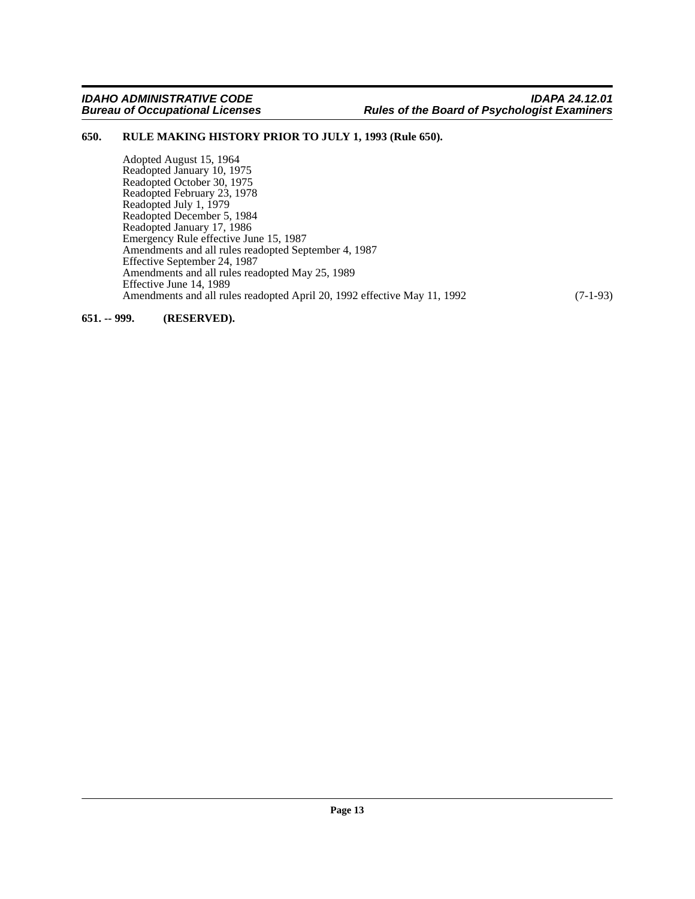**650. RULE MAKING HISTORY PRIOR TO JULY 1, 1993 (Rule 650).**

Adopted August 15, 1964
Readopted January 10, 1975
Readopted October 30, 1975
Readopted February 23, 1978
Readopted July 1, 1979
Readopted December 5, 1984
Readopted January 17, 1986
Emergency Rule effective June 15, 1987
Amendments and all rules readopted September 4, 1987
Effective September 24, 1987
Amendments and all rules readopted May 25, 1989
Effective June 14, 1989
Amendments and all rules readopted April 20, 1992 effective May 11, 1992 (7-1-93)

**651. -- 999. (RESERVED).**